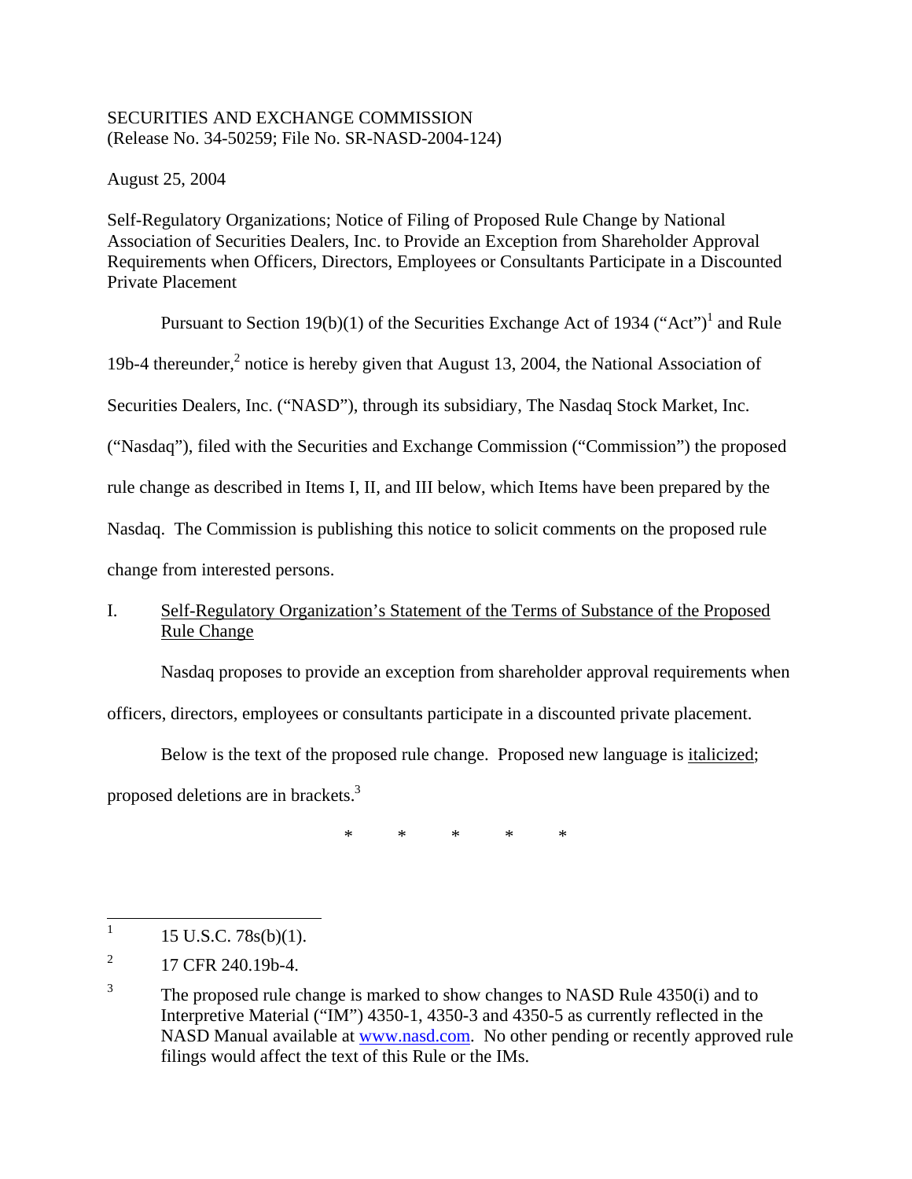SECURITIES AND EXCHANGE COMMISSION
(Release No. 34-50259; File No. SR-NASD-2004-124)

August 25, 2004

Self-Regulatory Organizations; Notice of Filing of Proposed Rule Change by National Association of Securities Dealers, Inc. to Provide an Exception from Shareholder Approval Requirements when Officers, Directors, Employees or Consultants Participate in a Discounted Private Placement

Pursuant to Section 19(b)(1) of the Securities Exchange Act of 1934 ("Act")[1] and Rule 19b-4 thereunder,[2] notice is hereby given that August 13, 2004, the National Association of Securities Dealers, Inc. ("NASD"), through its subsidiary, The Nasdaq Stock Market, Inc. ("Nasdaq"), filed with the Securities and Exchange Commission ("Commission") the proposed rule change as described in Items I, II, and III below, which Items have been prepared by the Nasdaq. The Commission is publishing this notice to solicit comments on the proposed rule change from interested persons.

I. Self-Regulatory Organization's Statement of the Terms of Substance of the Proposed Rule Change

Nasdaq proposes to provide an exception from shareholder approval requirements when officers, directors, employees or consultants participate in a discounted private placement.

Below is the text of the proposed rule change. Proposed new language is *italicized*; proposed deletions are in brackets.[3]

\* \* \* \* \*

---

[1] 15 U.S.C. 78s(b)(1).

[2] 17 CFR 240.19b-4.

[3] The proposed rule change is marked to show changes to NASD Rule 4350(i) and to Interpretive Material ("IM") 4350-1, 4350-3 and 4350-5 as currently reflected in the NASD Manual available at www.nasd.com. No other pending or recently approved rule filings would affect the text of this Rule or the IMs.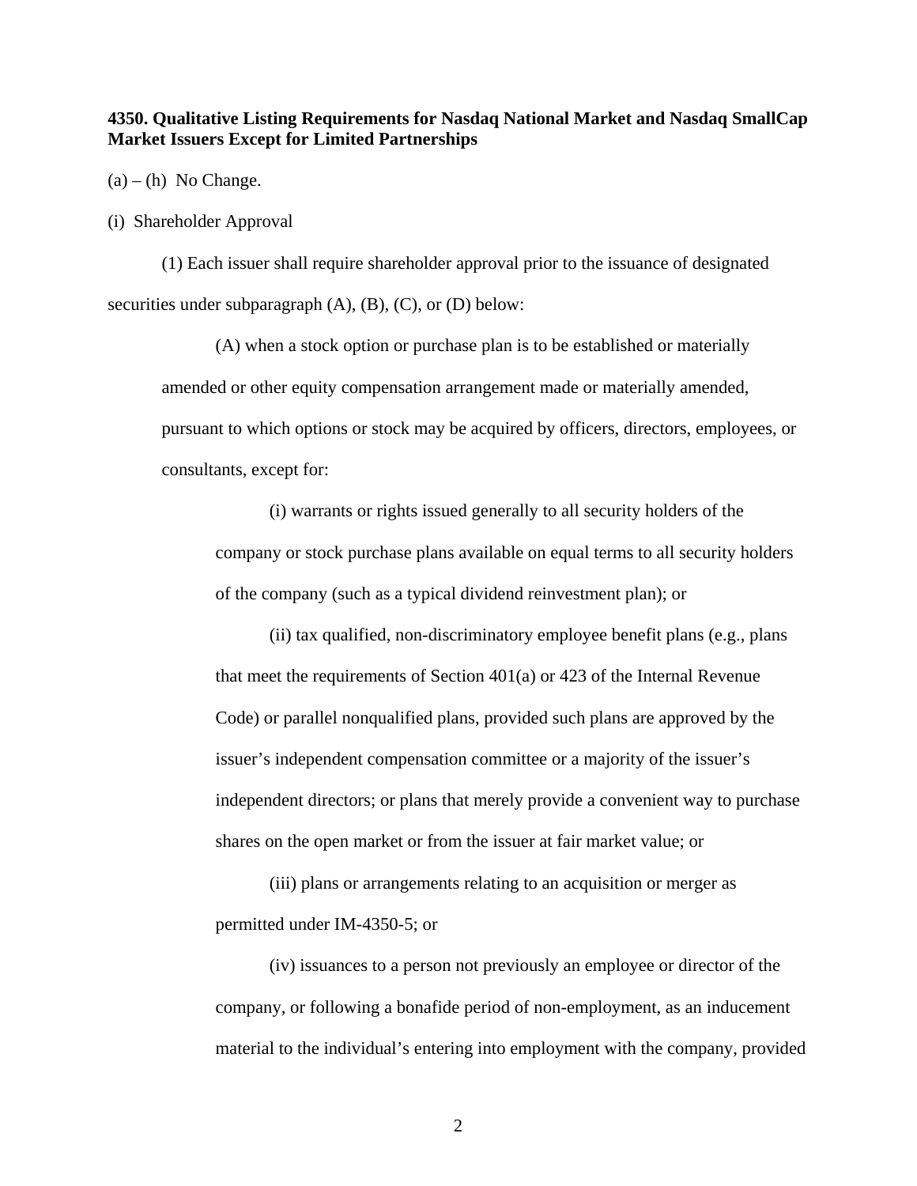**4350. Qualitative Listing Requirements for Nasdaq National Market and Nasdaq SmallCap Market Issuers Except for Limited Partnerships**

(a) – (h) No Change.

(i) Shareholder Approval

(1) Each issuer shall require shareholder approval prior to the issuance of designated securities under subparagraph (A), (B), (C), or (D) below:

(A) when a stock option or purchase plan is to be established or materially amended or other equity compensation arrangement made or materially amended, pursuant to which options or stock may be acquired by officers, directors, employees, or consultants, except for:

(i) warrants or rights issued generally to all security holders of the company or stock purchase plans available on equal terms to all security holders of the company (such as a typical dividend reinvestment plan); or

(ii) tax qualified, non-discriminatory employee benefit plans (e.g., plans that meet the requirements of Section 401(a) or 423 of the Internal Revenue Code) or parallel nonqualified plans, provided such plans are approved by the issuer's independent compensation committee or a majority of the issuer's independent directors; or plans that merely provide a convenient way to purchase shares on the open market or from the issuer at fair market value; or

(iii) plans or arrangements relating to an acquisition or merger as permitted under IM-4350-5; or

(iv) issuances to a person not previously an employee or director of the company, or following a bonafide period of non-employment, as an inducement material to the individual's entering into employment with the company, provided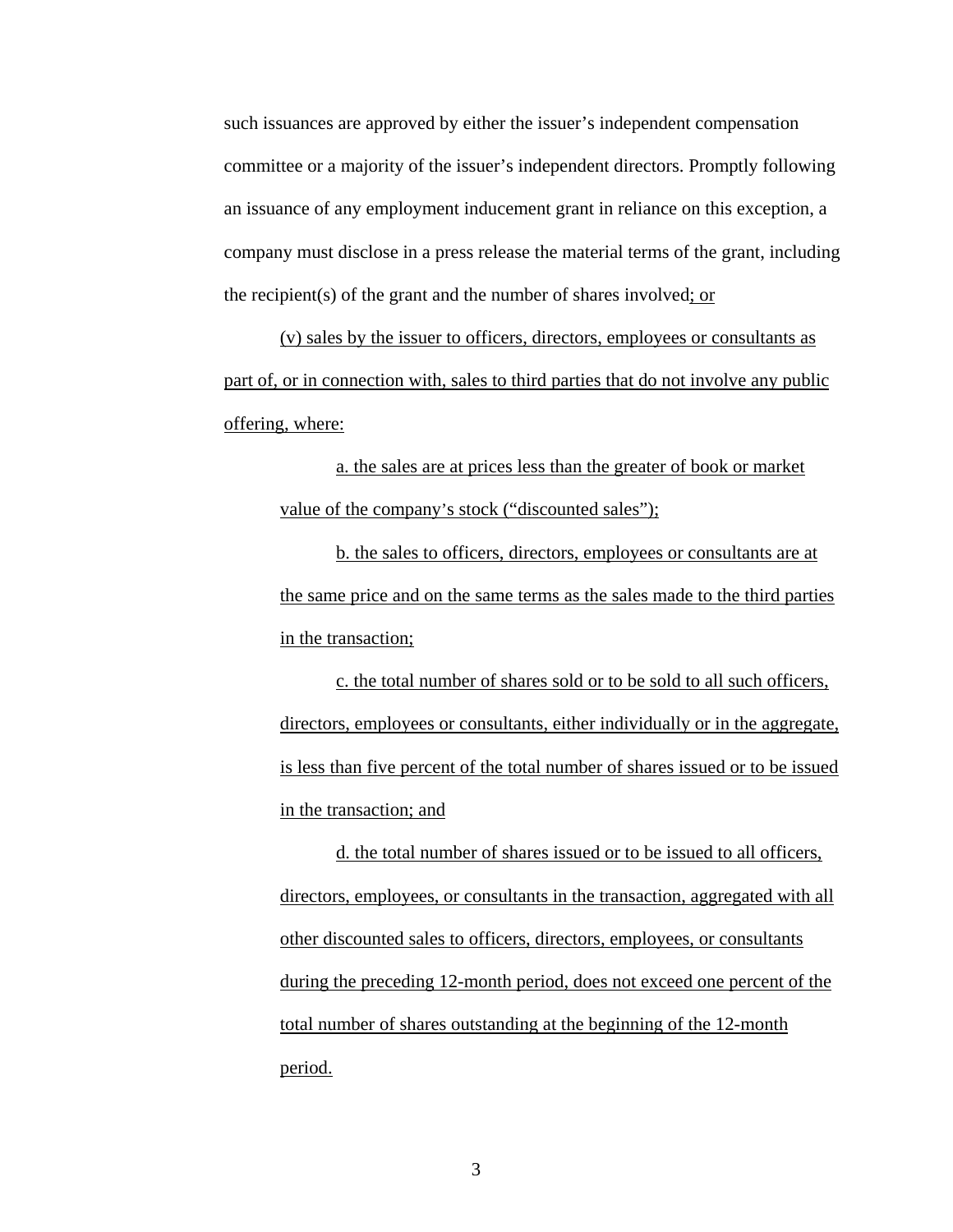such issuances are approved by either the issuer's independent compensation committee or a majority of the issuer's independent directors. Promptly following an issuance of any employment inducement grant in reliance on this exception, a company must disclose in a press release the material terms of the grant, including the recipient(s) of the grant and the number of shares involved<u>; or</u>

<u>(v) sales by the issuer to officers, directors, employees or consultants as part of, or in connection with, sales to third parties that do not involve any public offering, where:</u>

<u>a. the sales are at prices less than the greater of book or market value of the company's stock ("discounted sales");</u>

<u>b. the sales to officers, directors, employees or consultants are at the same price and on the same terms as the sales made to the third parties in the transaction;</u>

<u>c. the total number of shares sold or to be sold to all such officers, directors, employees or consultants, either individually or in the aggregate, is less than five percent of the total number of shares issued or to be issued in the transaction; and</u>

<u>d. the total number of shares issued or to be issued to all officers, directors, employees, or consultants in the transaction, aggregated with all other discounted sales to officers, directors, employees, or consultants during the preceding 12-month period, does not exceed one percent of the total number of shares outstanding at the beginning of the 12-month period.</u>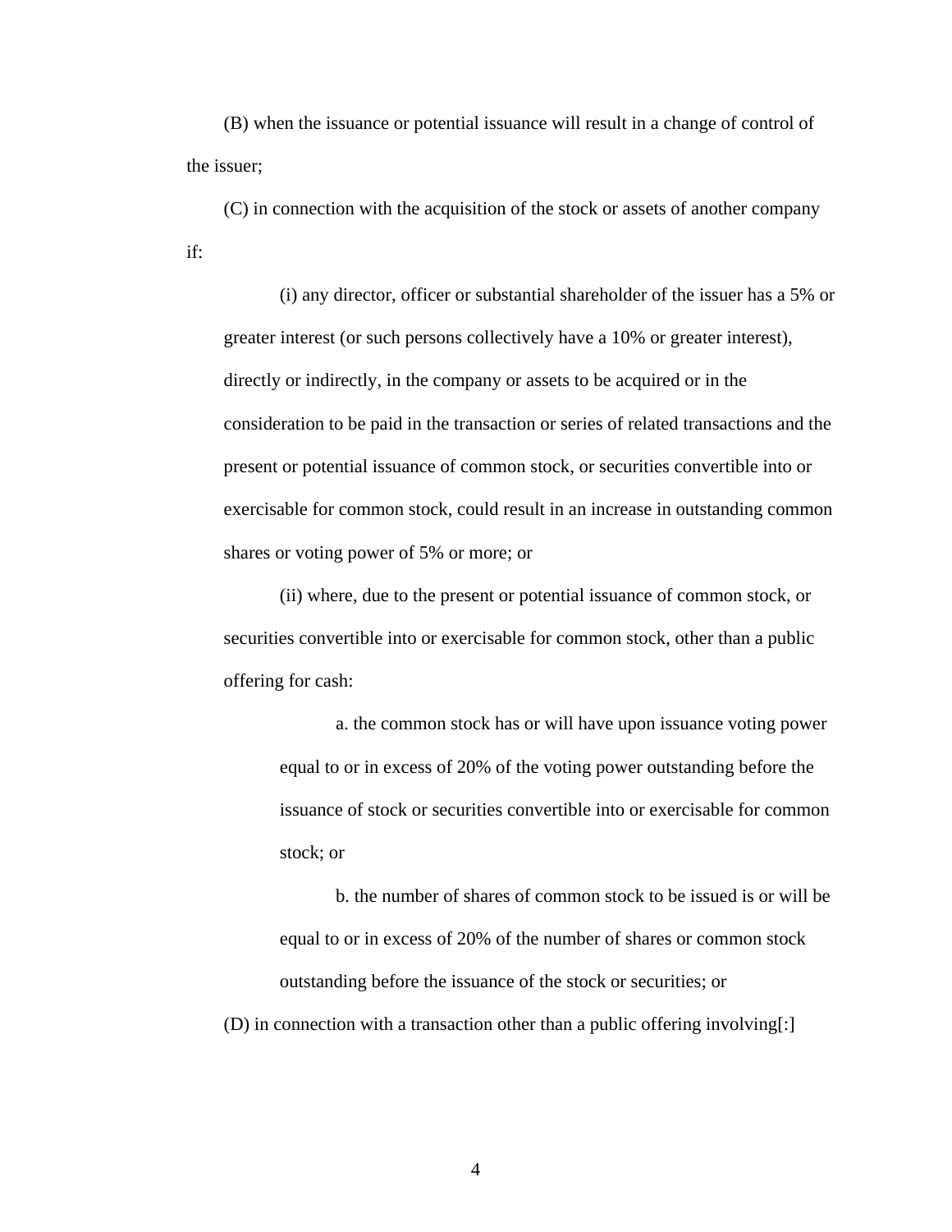(B) when the issuance or potential issuance will result in a change of control of the issuer;

(C) in connection with the acquisition of the stock or assets of another company if:

> (i) any director, officer or substantial shareholder of the issuer has a 5% or greater interest (or such persons collectively have a 10% or greater interest), directly or indirectly, in the company or assets to be acquired or in the consideration to be paid in the transaction or series of related transactions and the present or potential issuance of common stock, or securities convertible into or exercisable for common stock, could result in an increase in outstanding common shares or voting power of 5% or more; or
>
> (ii) where, due to the present or potential issuance of common stock, or securities convertible into or exercisable for common stock, other than a public offering for cash:
>
> > a. the common stock has or will have upon issuance voting power equal to or in excess of 20% of the voting power outstanding before the issuance of stock or securities convertible into or exercisable for common stock; or
> >
> > b. the number of shares of common stock to be issued is or will be equal to or in excess of 20% of the number of shares or common stock outstanding before the issuance of the stock or securities; or

(D) in connection with a transaction other than a public offering involving[:]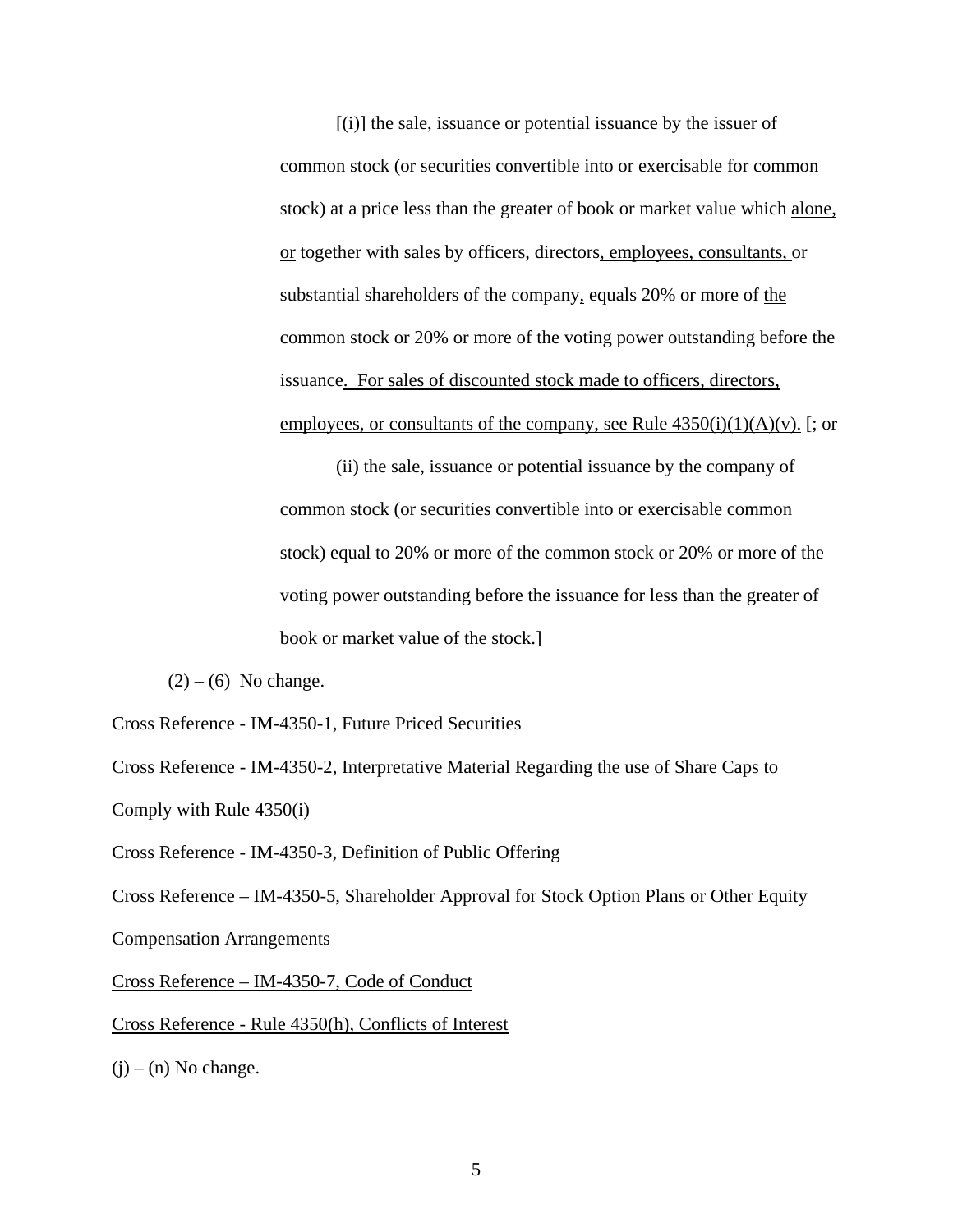[(i)] the sale, issuance or potential issuance by the issuer of common stock (or securities convertible into or exercisable for common stock) at a price less than the greater of book or market value which <u>alone, or</u> together with sales by officers, directors<u>, employees, consultants,</u> or substantial shareholders of the company<u>,</u> equals 20% or more of <u>the</u> common stock or 20% or more of the voting power outstanding before the issuance<u>. For sales of discounted stock made to officers, directors, employees, or consultants of the company, see Rule 4350(i)(1)(A)(v).</u> [; or

(ii) the sale, issuance or potential issuance by the company of common stock (or securities convertible into or exercisable common stock) equal to 20% or more of the common stock or 20% or more of the voting power outstanding before the issuance for less than the greater of book or market value of the stock.]

(2) – (6) No change.

Cross Reference - IM-4350-1, Future Priced Securities

Cross Reference - IM-4350-2, Interpretative Material Regarding the use of Share Caps to Comply with Rule 4350(i)

Cross Reference - IM-4350-3, Definition of Public Offering

Cross Reference – IM-4350-5, Shareholder Approval for Stock Option Plans or Other Equity Compensation Arrangements

<u>Cross Reference – IM-4350-7, Code of Conduct</u>

<u>Cross Reference - Rule 4350(h), Conflicts of Interest</u>

(j) – (n) No change.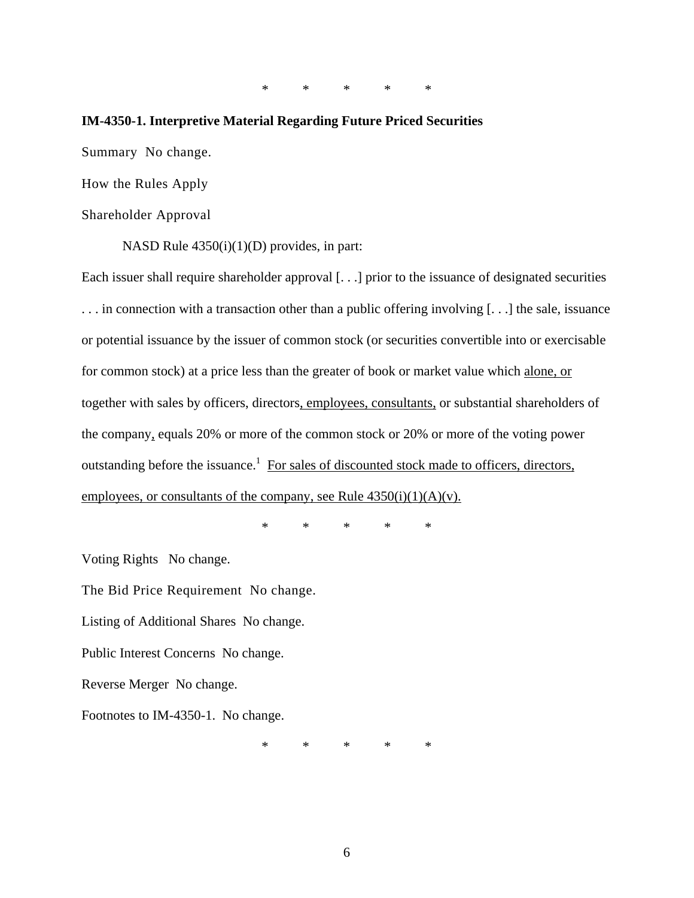\* \* \* \* \*

**IM-4350-1. Interpretive Material Regarding Future Priced Securities**

Summary No change.

How the Rules Apply

Shareholder Approval

NASD Rule 4350(i)(1)(D) provides, in part:

Each issuer shall require shareholder approval [. . .] prior to the issuance of designated securities . . . in connection with a transaction other than a public offering involving [. . .] the sale, issuance or potential issuance by the issuer of common stock (or securities convertible into or exercisable for common stock) at a price less than the greater of book or market value which <u>alone, or</u> together with sales by officers, directors<u>, employees, consultants,</u> or substantial shareholders of the company<u>,</u> equals 20% or more of the common stock or 20% or more of the voting power outstanding before the issuance.[1] <u>For sales of discounted stock made to officers, directors, employees, or consultants of the company, see Rule 4350(i)(1)(A)(v).</u>

\* \* \* \* \*

Voting Rights No change.

The Bid Price Requirement No change.

Listing of Additional Shares No change.

Public Interest Concerns No change.

Reverse Merger No change.

Footnotes to IM-4350-1. No change.

\* \* \* \* \*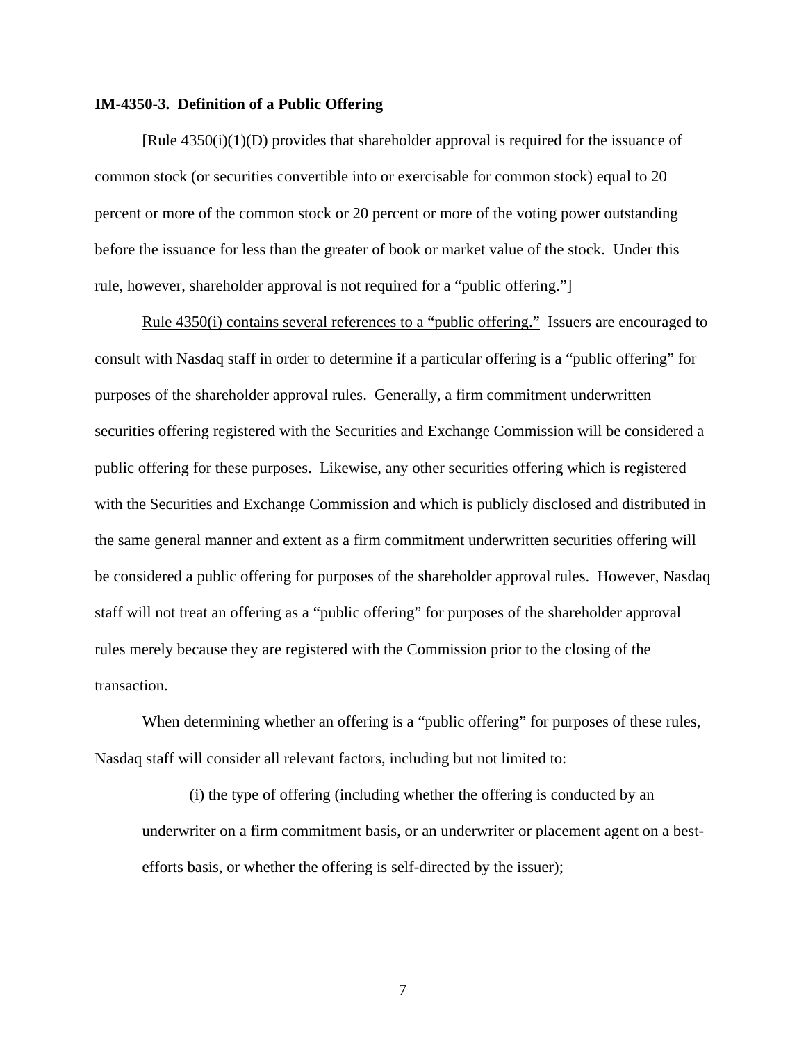**IM-4350-3. Definition of a Public Offering**

[Rule 4350(i)(1)(D) provides that shareholder approval is required for the issuance of common stock (or securities convertible into or exercisable for common stock) equal to 20 percent or more of the common stock or 20 percent or more of the voting power outstanding before the issuance for less than the greater of book or market value of the stock. Under this rule, however, shareholder approval is not required for a "public offering."]

<u>Rule 4350(i) contains several references to a "public offering."</u> Issuers are encouraged to consult with Nasdaq staff in order to determine if a particular offering is a "public offering" for purposes of the shareholder approval rules. Generally, a firm commitment underwritten securities offering registered with the Securities and Exchange Commission will be considered a public offering for these purposes. Likewise, any other securities offering which is registered with the Securities and Exchange Commission and which is publicly disclosed and distributed in the same general manner and extent as a firm commitment underwritten securities offering will be considered a public offering for purposes of the shareholder approval rules. However, Nasdaq staff will not treat an offering as a "public offering" for purposes of the shareholder approval rules merely because they are registered with the Commission prior to the closing of the transaction.

When determining whether an offering is a "public offering" for purposes of these rules, Nasdaq staff will consider all relevant factors, including but not limited to:

(i) the type of offering (including whether the offering is conducted by an underwriter on a firm commitment basis, or an underwriter or placement agent on a best-efforts basis, or whether the offering is self-directed by the issuer);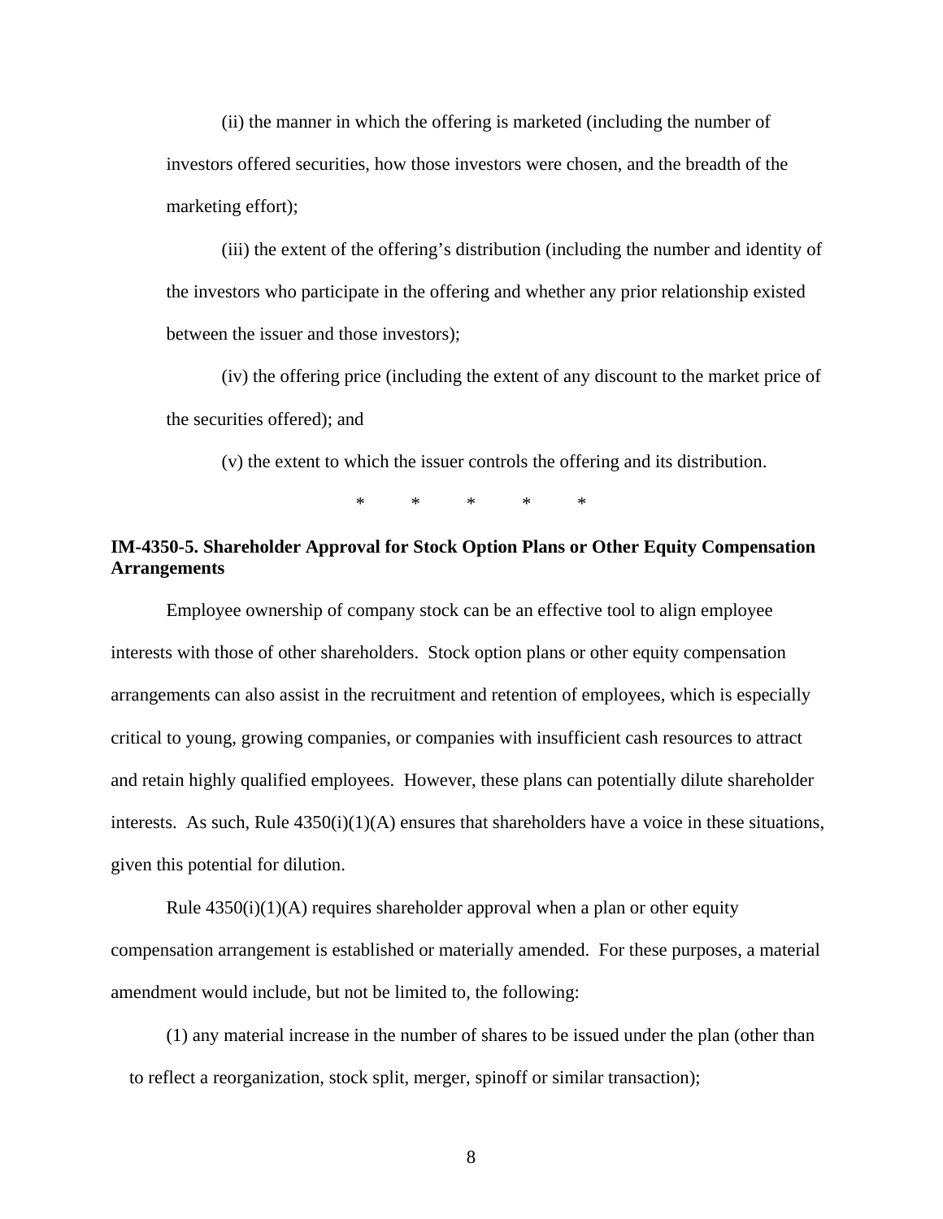(ii) the manner in which the offering is marketed (including the number of investors offered securities, how those investors were chosen, and the breadth of the marketing effort);

(iii) the extent of the offering's distribution (including the number and identity of the investors who participate in the offering and whether any prior relationship existed between the issuer and those investors);

(iv) the offering price (including the extent of any discount to the market price of the securities offered); and

(v) the extent to which the issuer controls the offering and its distribution.

\* \* \* \* \*

**IM-4350-5. Shareholder Approval for Stock Option Plans or Other Equity Compensation Arrangements**

Employee ownership of company stock can be an effective tool to align employee interests with those of other shareholders. Stock option plans or other equity compensation arrangements can also assist in the recruitment and retention of employees, which is especially critical to young, growing companies, or companies with insufficient cash resources to attract and retain highly qualified employees. However, these plans can potentially dilute shareholder interests. As such, Rule 4350(i)(1)(A) ensures that shareholders have a voice in these situations, given this potential for dilution.

Rule 4350(i)(1)(A) requires shareholder approval when a plan or other equity compensation arrangement is established or materially amended. For these purposes, a material amendment would include, but not be limited to, the following:

(1) any material increase in the number of shares to be issued under the plan (other than to reflect a reorganization, stock split, merger, spinoff or similar transaction);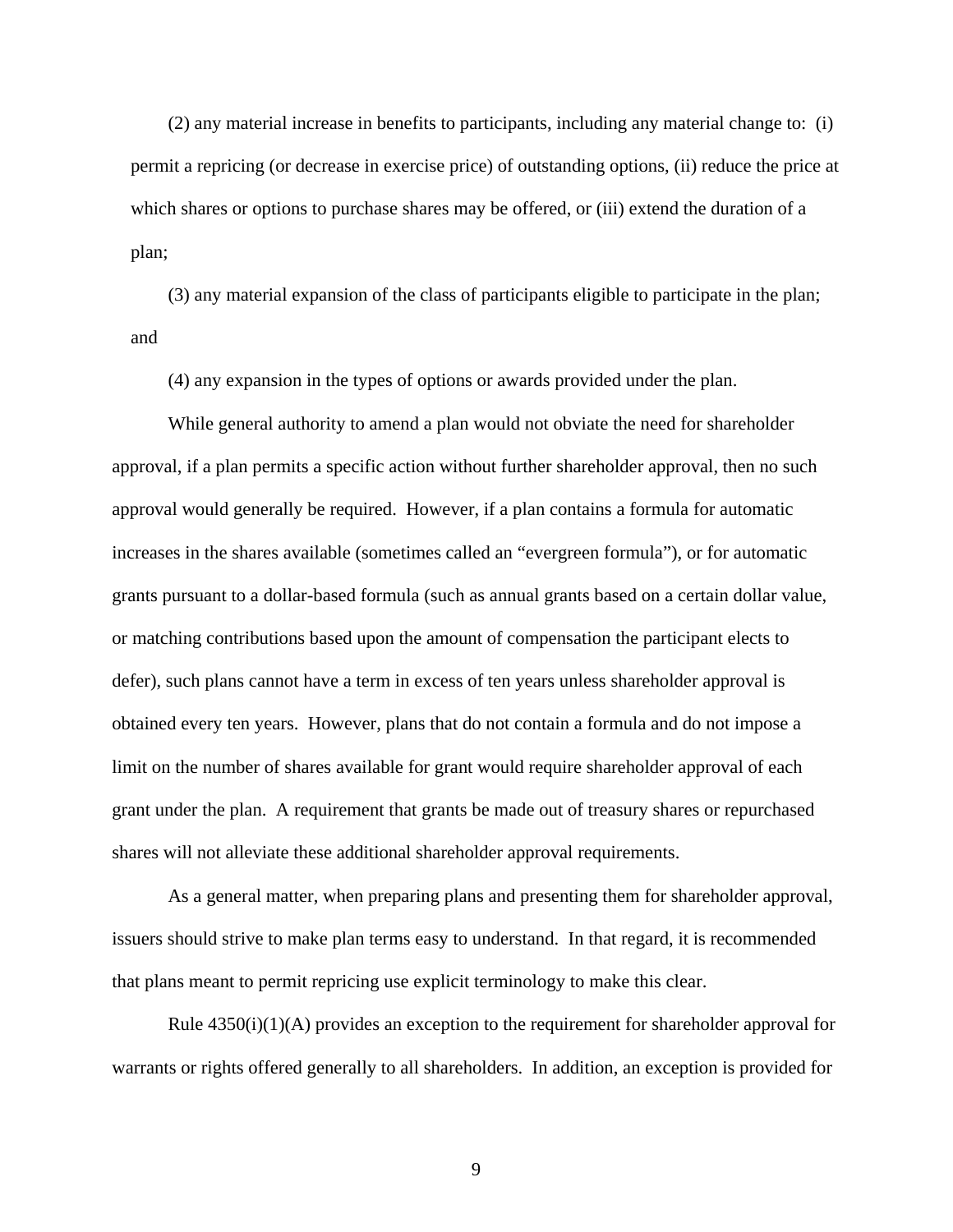(2) any material increase in benefits to participants, including any material change to: (i) permit a repricing (or decrease in exercise price) of outstanding options, (ii) reduce the price at which shares or options to purchase shares may be offered, or (iii) extend the duration of a plan;

(3) any material expansion of the class of participants eligible to participate in the plan; and

(4) any expansion in the types of options or awards provided under the plan.

While general authority to amend a plan would not obviate the need for shareholder approval, if a plan permits a specific action without further shareholder approval, then no such approval would generally be required. However, if a plan contains a formula for automatic increases in the shares available (sometimes called an "evergreen formula"), or for automatic grants pursuant to a dollar-based formula (such as annual grants based on a certain dollar value, or matching contributions based upon the amount of compensation the participant elects to defer), such plans cannot have a term in excess of ten years unless shareholder approval is obtained every ten years. However, plans that do not contain a formula and do not impose a limit on the number of shares available for grant would require shareholder approval of each grant under the plan. A requirement that grants be made out of treasury shares or repurchased shares will not alleviate these additional shareholder approval requirements.

As a general matter, when preparing plans and presenting them for shareholder approval, issuers should strive to make plan terms easy to understand. In that regard, it is recommended that plans meant to permit repricing use explicit terminology to make this clear.

Rule 4350(i)(1)(A) provides an exception to the requirement for shareholder approval for warrants or rights offered generally to all shareholders. In addition, an exception is provided for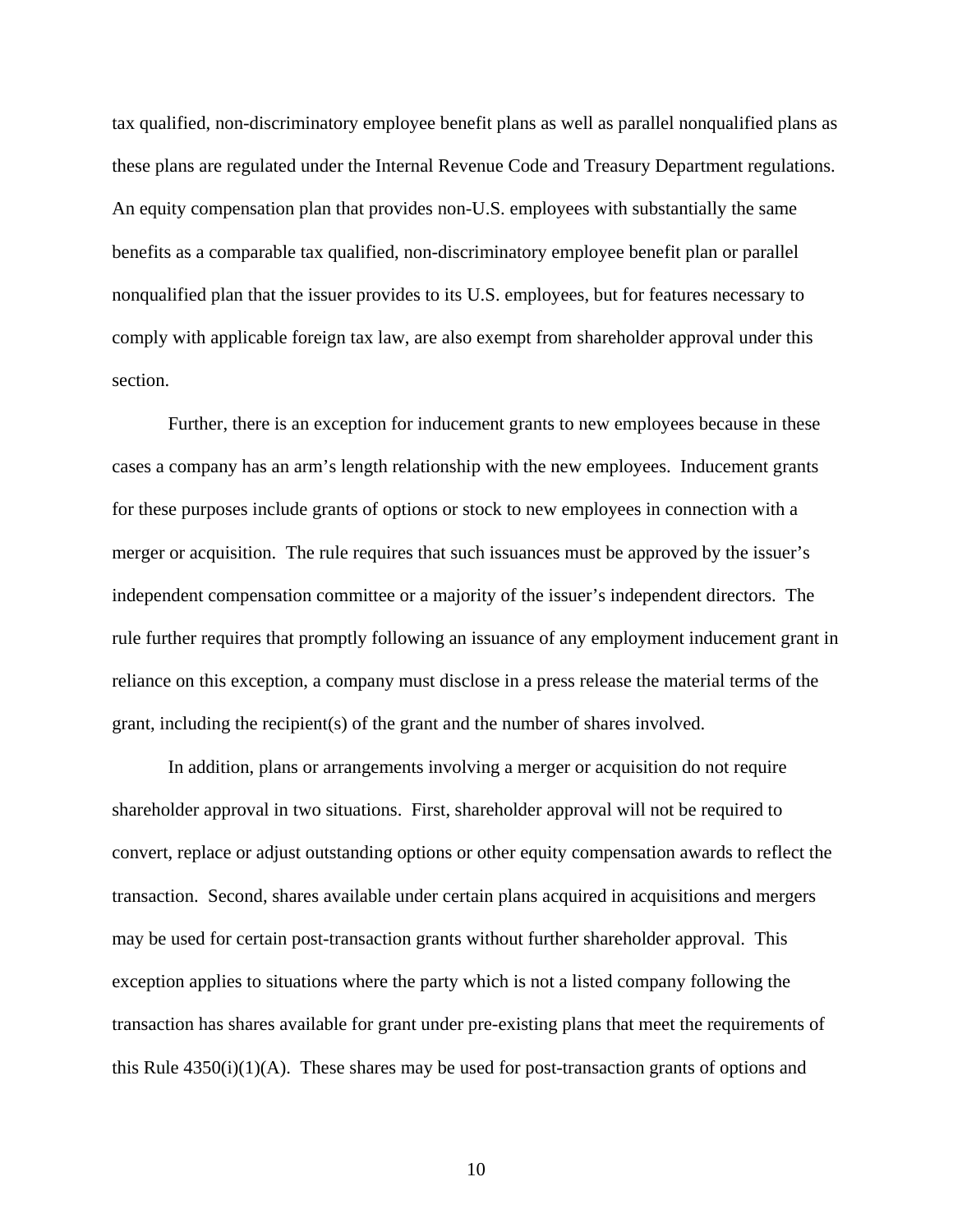tax qualified, non-discriminatory employee benefit plans as well as parallel nonqualified plans as these plans are regulated under the Internal Revenue Code and Treasury Department regulations. An equity compensation plan that provides non-U.S. employees with substantially the same benefits as a comparable tax qualified, non-discriminatory employee benefit plan or parallel nonqualified plan that the issuer provides to its U.S. employees, but for features necessary to comply with applicable foreign tax law, are also exempt from shareholder approval under this section.

Further, there is an exception for inducement grants to new employees because in these cases a company has an arm's length relationship with the new employees. Inducement grants for these purposes include grants of options or stock to new employees in connection with a merger or acquisition. The rule requires that such issuances must be approved by the issuer's independent compensation committee or a majority of the issuer's independent directors. The rule further requires that promptly following an issuance of any employment inducement grant in reliance on this exception, a company must disclose in a press release the material terms of the grant, including the recipient(s) of the grant and the number of shares involved.

In addition, plans or arrangements involving a merger or acquisition do not require shareholder approval in two situations. First, shareholder approval will not be required to convert, replace or adjust outstanding options or other equity compensation awards to reflect the transaction. Second, shares available under certain plans acquired in acquisitions and mergers may be used for certain post-transaction grants without further shareholder approval. This exception applies to situations where the party which is not a listed company following the transaction has shares available for grant under pre-existing plans that meet the requirements of this Rule 4350(i)(1)(A). These shares may be used for post-transaction grants of options and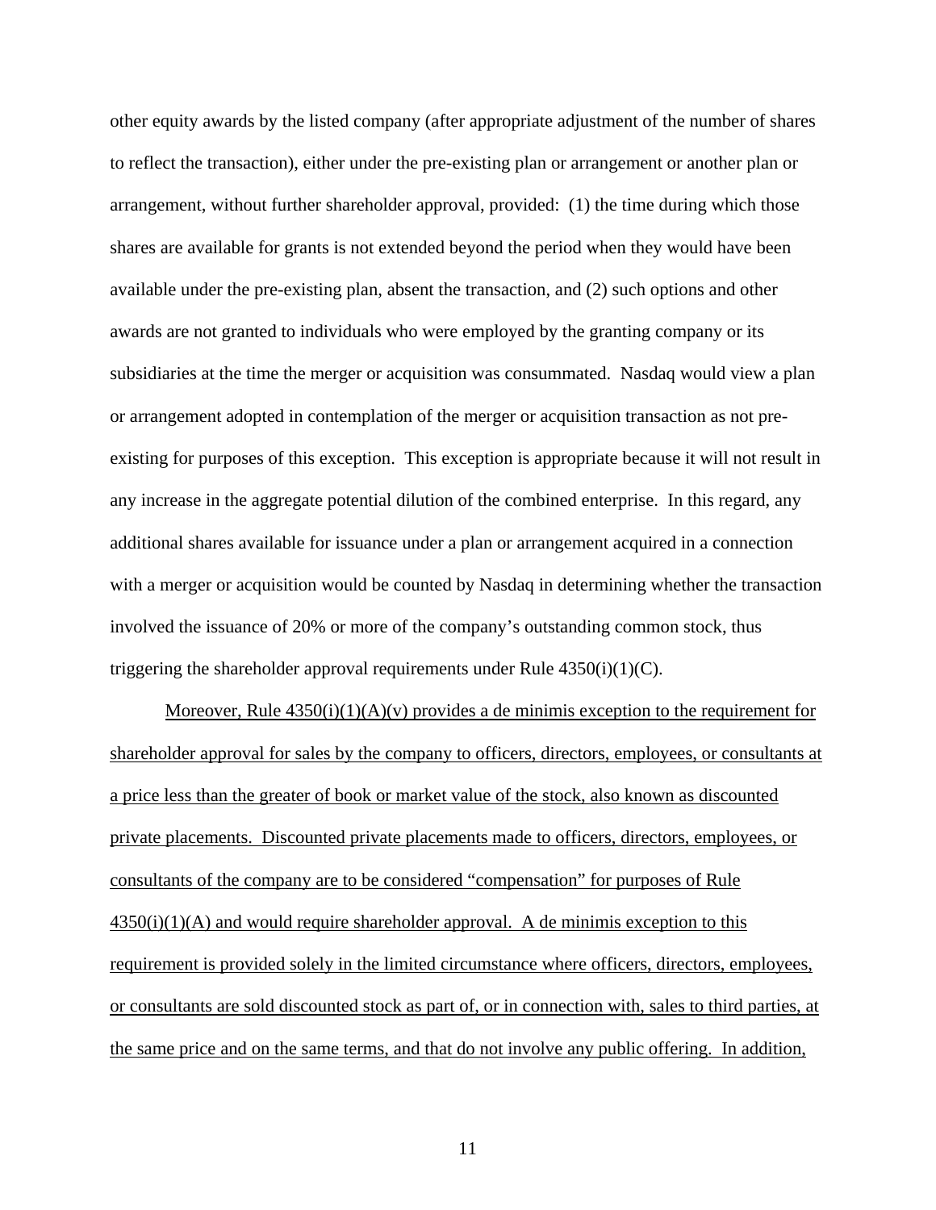other equity awards by the listed company (after appropriate adjustment of the number of shares to reflect the transaction), either under the pre-existing plan or arrangement or another plan or arrangement, without further shareholder approval, provided: (1) the time during which those shares are available for grants is not extended beyond the period when they would have been available under the pre-existing plan, absent the transaction, and (2) such options and other awards are not granted to individuals who were employed by the granting company or its subsidiaries at the time the merger or acquisition was consummated. Nasdaq would view a plan or arrangement adopted in contemplation of the merger or acquisition transaction as not pre-existing for purposes of this exception. This exception is appropriate because it will not result in any increase in the aggregate potential dilution of the combined enterprise. In this regard, any additional shares available for issuance under a plan or arrangement acquired in a connection with a merger or acquisition would be counted by Nasdaq in determining whether the transaction involved the issuance of 20% or more of the company's outstanding common stock, thus triggering the shareholder approval requirements under Rule 4350(i)(1)(C).

<u>Moreover, Rule 4350(i)(1)(A)(v) provides a de minimis exception to the requirement for shareholder approval for sales by the company to officers, directors, employees, or consultants at a price less than the greater of book or market value of the stock, also known as discounted private placements. Discounted private placements made to officers, directors, employees, or consultants of the company are to be considered "compensation" for purposes of Rule 4350(i)(1)(A) and would require shareholder approval. A de minimis exception to this requirement is provided solely in the limited circumstance where officers, directors, employees, or consultants are sold discounted stock as part of, or in connection with, sales to third parties, at the same price and on the same terms, and that do not involve any public offering. In addition,</u>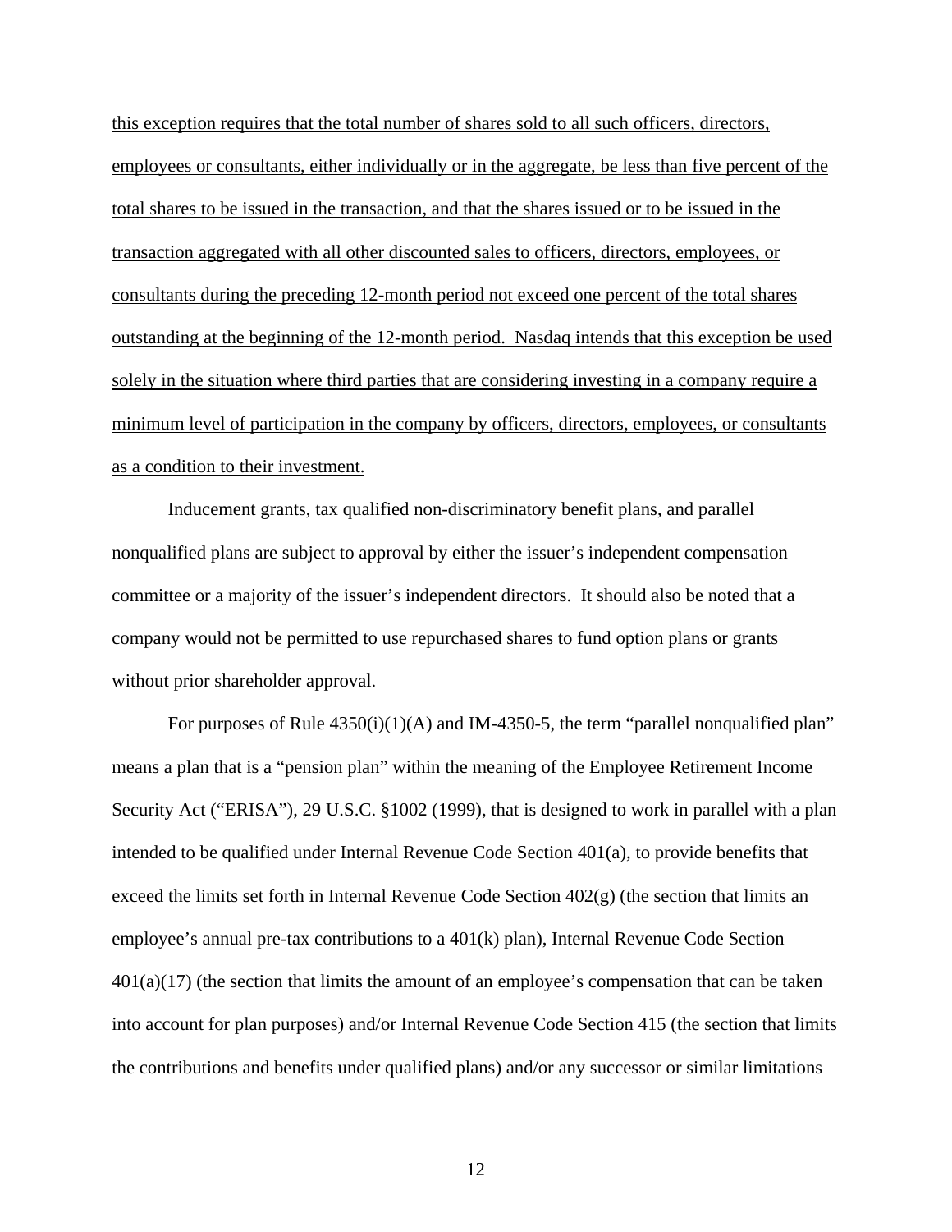<u>this exception requires that the total number of shares sold to all such officers, directors, employees or consultants, either individually or in the aggregate, be less than five percent of the total shares to be issued in the transaction, and that the shares issued or to be issued in the transaction aggregated with all other discounted sales to officers, directors, employees, or consultants during the preceding 12-month period not exceed one percent of the total shares outstanding at the beginning of the 12-month period. Nasdaq intends that this exception be used solely in the situation where third parties that are considering investing in a company require a minimum level of participation in the company by officers, directors, employees, or consultants as a condition to their investment.</u>

Inducement grants, tax qualified non-discriminatory benefit plans, and parallel nonqualified plans are subject to approval by either the issuer's independent compensation committee or a majority of the issuer's independent directors. It should also be noted that a company would not be permitted to use repurchased shares to fund option plans or grants without prior shareholder approval.

For purposes of Rule 4350(i)(1)(A) and IM-4350-5, the term "parallel nonqualified plan" means a plan that is a "pension plan" within the meaning of the Employee Retirement Income Security Act ("ERISA"), 29 U.S.C. §1002 (1999), that is designed to work in parallel with a plan intended to be qualified under Internal Revenue Code Section 401(a), to provide benefits that exceed the limits set forth in Internal Revenue Code Section 402(g) (the section that limits an employee's annual pre-tax contributions to a 401(k) plan), Internal Revenue Code Section 401(a)(17) (the section that limits the amount of an employee's compensation that can be taken into account for plan purposes) and/or Internal Revenue Code Section 415 (the section that limits the contributions and benefits under qualified plans) and/or any successor or similar limitations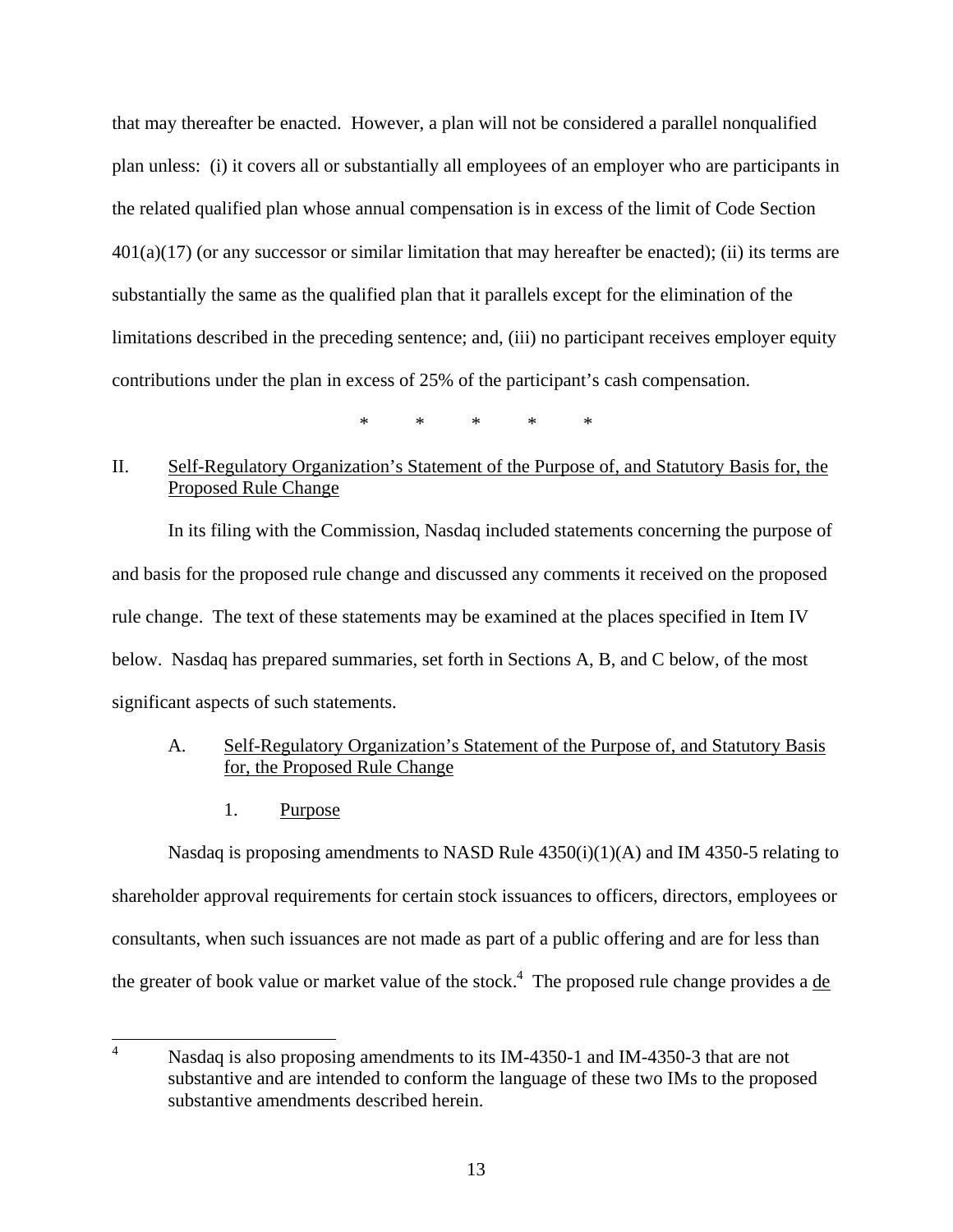that may thereafter be enacted. However, a plan will not be considered a parallel nonqualified plan unless: (i) it covers all or substantially all employees of an employer who are participants in the related qualified plan whose annual compensation is in excess of the limit of Code Section 401(a)(17) (or any successor or similar limitation that may hereafter be enacted); (ii) its terms are substantially the same as the qualified plan that it parallels except for the elimination of the limitations described in the preceding sentence; and, (iii) no participant receives employer equity contributions under the plan in excess of 25% of the participant's cash compensation.

\* \* \* \* \*

## II. Self-Regulatory Organization's Statement of the Purpose of, and Statutory Basis for, the Proposed Rule Change

In its filing with the Commission, Nasdaq included statements concerning the purpose of and basis for the proposed rule change and discussed any comments it received on the proposed rule change. The text of these statements may be examined at the places specified in Item IV below. Nasdaq has prepared summaries, set forth in Sections A, B, and C below, of the most significant aspects of such statements.

### A. Self-Regulatory Organization's Statement of the Purpose of, and Statutory Basis for, the Proposed Rule Change

#### 1. Purpose

Nasdaq is proposing amendments to NASD Rule 4350(i)(1)(A) and IM 4350-5 relating to shareholder approval requirements for certain stock issuances to officers, directors, employees or consultants, when such issuances are not made as part of a public offering and are for less than the greater of book value or market value of the stock.[4] The proposed rule change provides a de

[4] Nasdaq is also proposing amendments to its IM-4350-1 and IM-4350-3 that are not substantive and are intended to conform the language of these two IMs to the proposed substantive amendments described herein.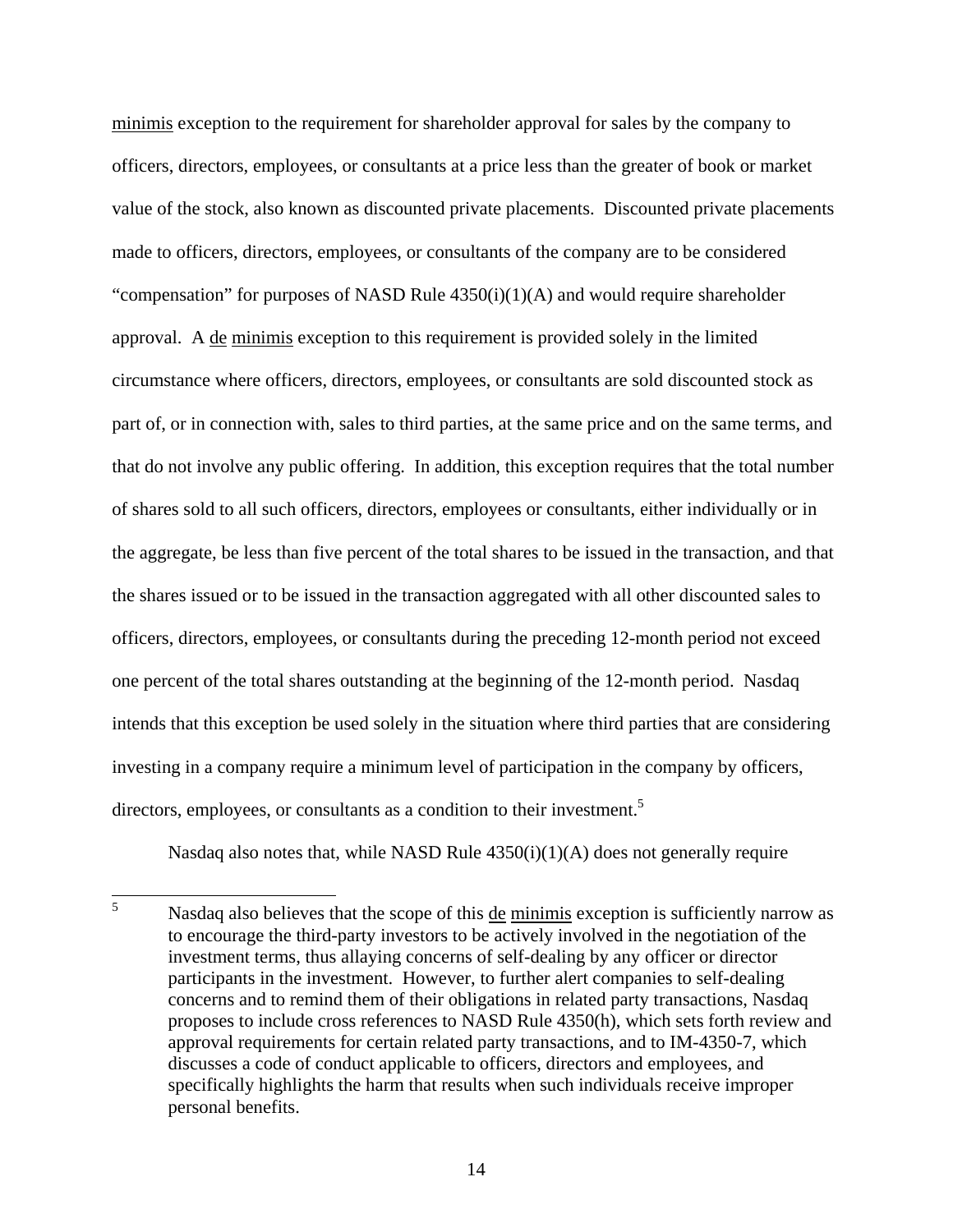minimis exception to the requirement for shareholder approval for sales by the company to officers, directors, employees, or consultants at a price less than the greater of book or market value of the stock, also known as discounted private placements. Discounted private placements made to officers, directors, employees, or consultants of the company are to be considered "compensation" for purposes of NASD Rule 4350(i)(1)(A) and would require shareholder approval. A de minimis exception to this requirement is provided solely in the limited circumstance where officers, directors, employees, or consultants are sold discounted stock as part of, or in connection with, sales to third parties, at the same price and on the same terms, and that do not involve any public offering. In addition, this exception requires that the total number of shares sold to all such officers, directors, employees or consultants, either individually or in the aggregate, be less than five percent of the total shares to be issued in the transaction, and that the shares issued or to be issued in the transaction aggregated with all other discounted sales to officers, directors, employees, or consultants during the preceding 12-month period not exceed one percent of the total shares outstanding at the beginning of the 12-month period. Nasdaq intends that this exception be used solely in the situation where third parties that are considering investing in a company require a minimum level of participation in the company by officers, directors, employees, or consultants as a condition to their investment.[5]

Nasdaq also notes that, while NASD Rule 4350(i)(1)(A) does not generally require

---

[5] Nasdaq also believes that the scope of this de minimis exception is sufficiently narrow as to encourage the third-party investors to be actively involved in the negotiation of the investment terms, thus allaying concerns of self-dealing by any officer or director participants in the investment. However, to further alert companies to self-dealing concerns and to remind them of their obligations in related party transactions, Nasdaq proposes to include cross references to NASD Rule 4350(h), which sets forth review and approval requirements for certain related party transactions, and to IM-4350-7, which discusses a code of conduct applicable to officers, directors and employees, and specifically highlights the harm that results when such individuals receive improper personal benefits.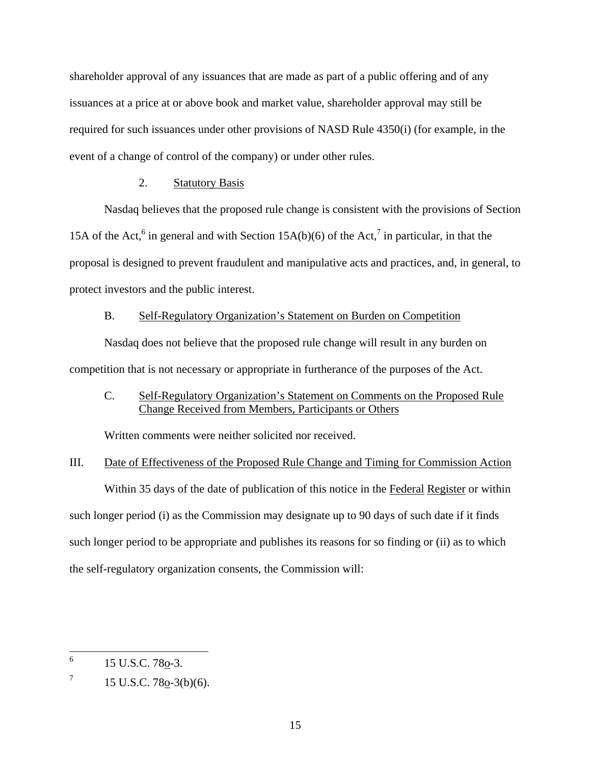shareholder approval of any issuances that are made as part of a public offering and of any issuances at a price at or above book and market value, shareholder approval may still be required for such issuances under other provisions of NASD Rule 4350(i) (for example, in the event of a change of control of the company) or under other rules.

2. Statutory Basis

Nasdaq believes that the proposed rule change is consistent with the provisions of Section 15A of the Act,[6] in general and with Section 15A(b)(6) of the Act,[7] in particular, in that the proposal is designed to prevent fraudulent and manipulative acts and practices, and, in general, to protect investors and the public interest.

B. Self-Regulatory Organization's Statement on Burden on Competition

Nasdaq does not believe that the proposed rule change will result in any burden on competition that is not necessary or appropriate in furtherance of the purposes of the Act.

C. Self-Regulatory Organization's Statement on Comments on the Proposed Rule Change Received from Members, Participants or Others

Written comments were neither solicited nor received.

III. Date of Effectiveness of the Proposed Rule Change and Timing for Commission Action

Within 35 days of the date of publication of this notice in the Federal Register or within such longer period (i) as the Commission may designate up to 90 days of such date if it finds such longer period to be appropriate and publishes its reasons for so finding or (ii) as to which the self-regulatory organization consents, the Commission will:

---

[6] 15 U.S.C. 78o-3.

[7] 15 U.S.C. 78o-3(b)(6).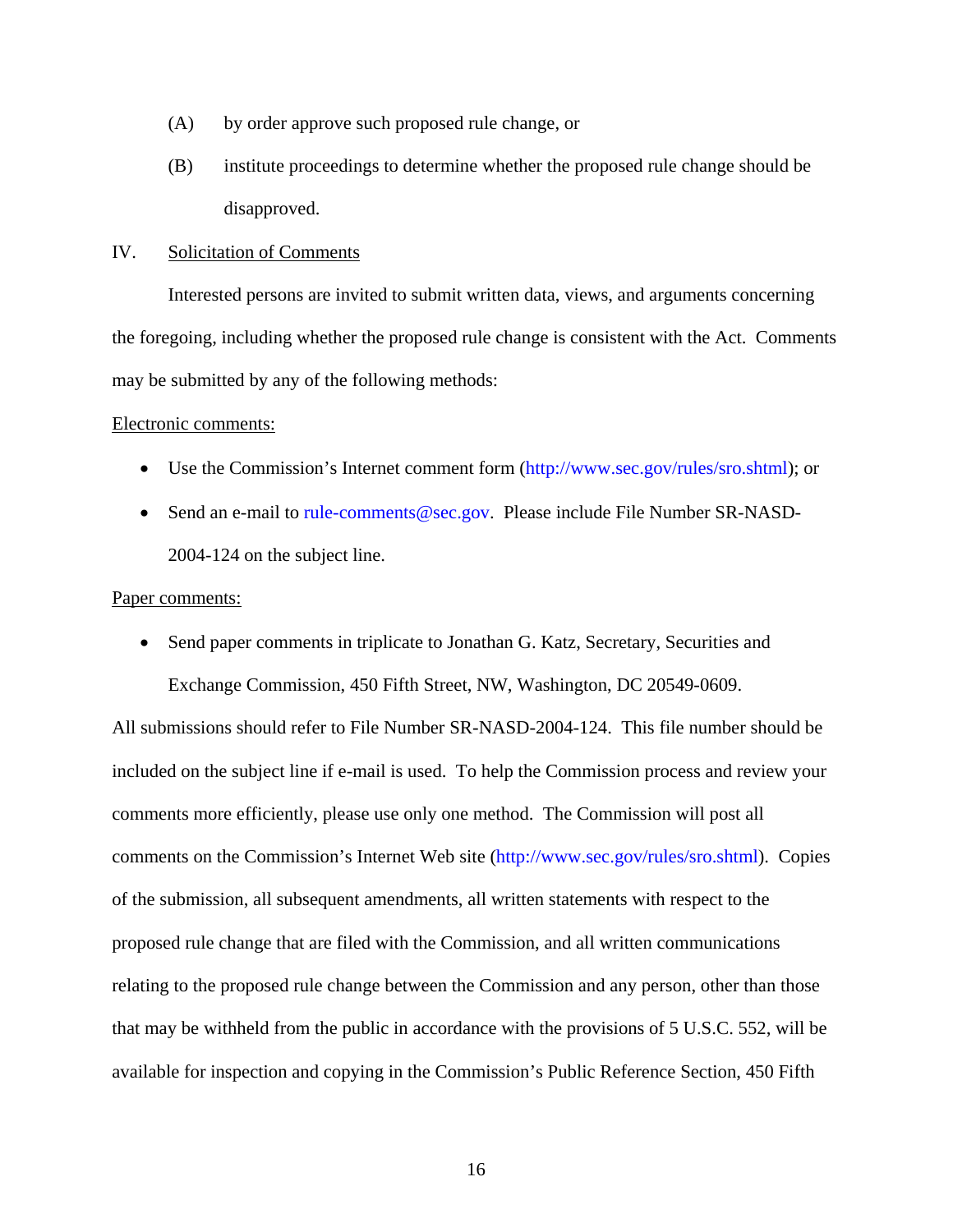(A) by order approve such proposed rule change, or

(B) institute proceedings to determine whether the proposed rule change should be disapproved.

IV. Solicitation of Comments

Interested persons are invited to submit written data, views, and arguments concerning the foregoing, including whether the proposed rule change is consistent with the Act. Comments may be submitted by any of the following methods:

Electronic comments:

- Use the Commission's Internet comment form (http://www.sec.gov/rules/sro.shtml); or
- Send an e-mail to rule-comments@sec.gov. Please include File Number SR-NASD-2004-124 on the subject line.

Paper comments:

- Send paper comments in triplicate to Jonathan G. Katz, Secretary, Securities and Exchange Commission, 450 Fifth Street, NW, Washington, DC 20549-0609.

All submissions should refer to File Number SR-NASD-2004-124. This file number should be included on the subject line if e-mail is used. To help the Commission process and review your comments more efficiently, please use only one method. The Commission will post all comments on the Commission's Internet Web site (http://www.sec.gov/rules/sro.shtml). Copies of the submission, all subsequent amendments, all written statements with respect to the proposed rule change that are filed with the Commission, and all written communications relating to the proposed rule change between the Commission and any person, other than those that may be withheld from the public in accordance with the provisions of 5 U.S.C. 552, will be available for inspection and copying in the Commission's Public Reference Section, 450 Fifth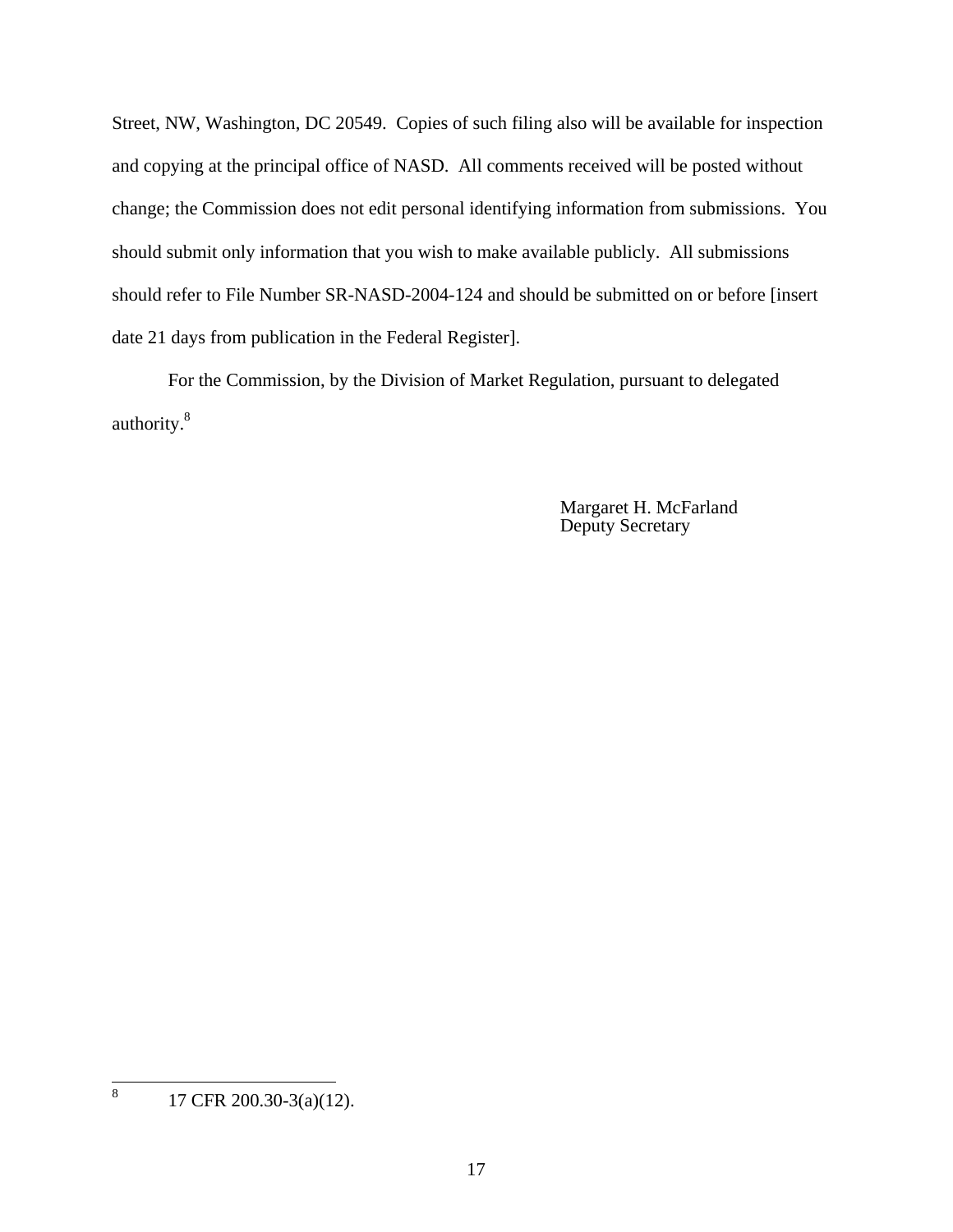Street, NW, Washington, DC 20549. Copies of such filing also will be available for inspection and copying at the principal office of NASD. All comments received will be posted without change; the Commission does not edit personal identifying information from submissions. You should submit only information that you wish to make available publicly. All submissions should refer to File Number SR-NASD-2004-124 and should be submitted on or before [insert date 21 days from publication in the Federal Register].

For the Commission, by the Division of Market Regulation, pursuant to delegated authority.[8]

Margaret H. McFarland
Deputy Secretary

---

[8] 17 CFR 200.30-3(a)(12).